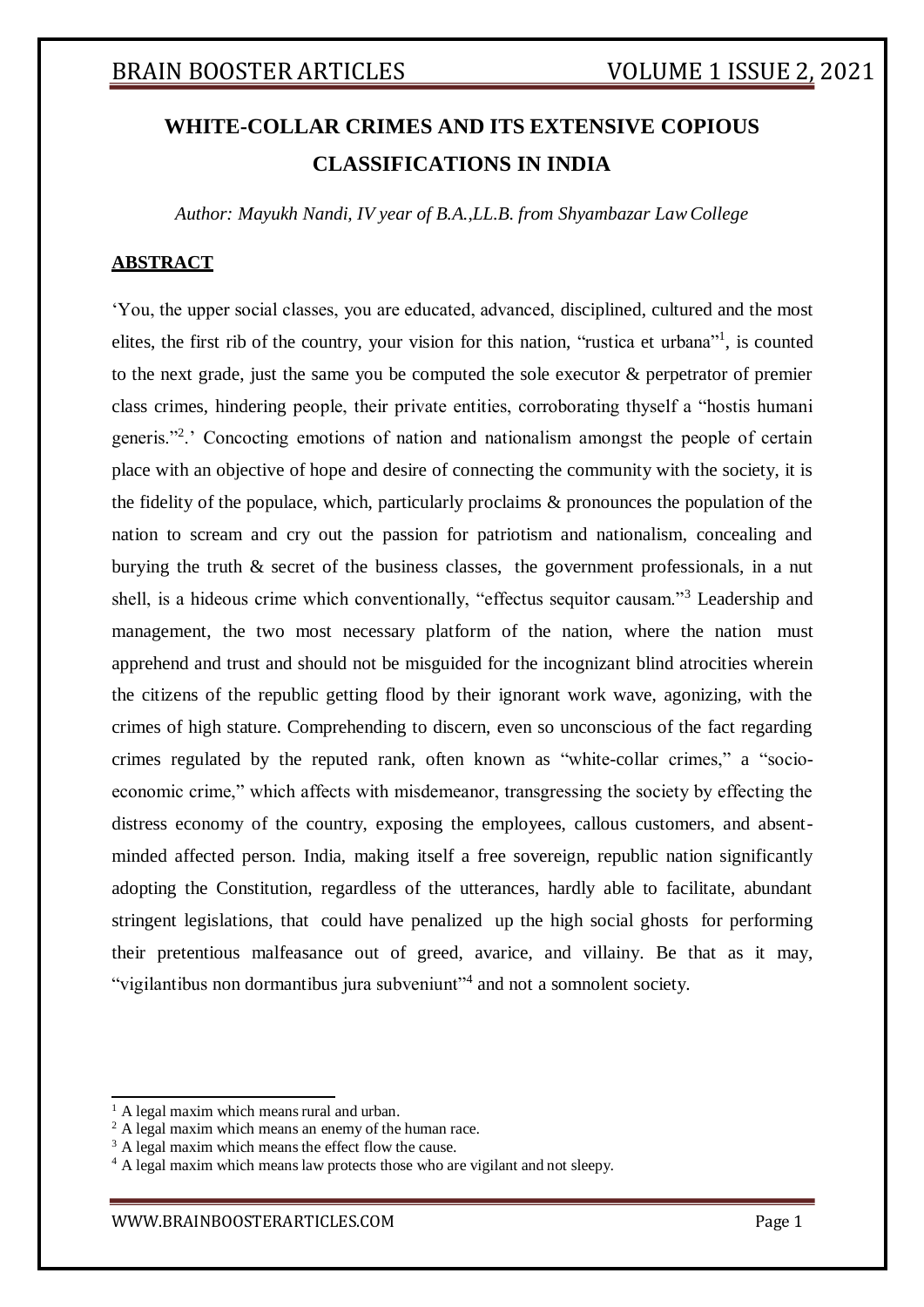# WHITE-COLLAR CRIMES AND ITS EXTENSIVE COPIOUS CLASSIFICATIONS IN INDIA

*Author: Mayukh Nandi, IV year of B.A.,LL.B. from Shyambazar Law College*

## ABSTRACT

'You, the upper social classes, you are educated, advanced, disciplined, cultured and the most elites, the first rib of the country, your vision for this nation, "rustica et urbana"[1], is counted to the next grade, just the same you be computed the sole executor & perpetrator of premier class crimes, hindering people, their private entities, corroborating thyself a "hostis humani generis."[2].' Concocting emotions of nation and nationalism amongst the people of certain place with an objective of hope and desire of connecting the community with the society, it is the fidelity of the populace, which, particularly proclaims & pronounces the population of the nation to scream and cry out the passion for patriotism and nationalism, concealing and burying the truth & secret of the business classes, the government professionals, in a nut shell, is a hideous crime which conventionally, "effectus sequitor causam."[3] Leadership and management, the two most necessary platform of the nation, where the nation must apprehend and trust and should not be misguided for the incognizant blind atrocities wherein the citizens of the republic getting flood by their ignorant work wave, agonizing, with the crimes of high stature. Comprehending to discern, even so unconscious of the fact regarding crimes regulated by the reputed rank, often known as "white-collar crimes," a "socio-economic crime," which affects with misdemeanor, transgressing the society by effecting the distress economy of the country, exposing the employees, callous customers, and absent-minded affected person. India, making itself a free sovereign, republic nation significantly adopting the Constitution, regardless of the utterances, hardly able to facilitate, abundant stringent legislations, that could have penalized up the high social ghosts for performing their pretentious malfeasance out of greed, avarice, and villainy. Be that as it may, "vigilantibus non dormantibus jura subveniunt"[4] and not a somnolent society.

---

[1] A legal maxim which means rural and urban.

[2] A legal maxim which means an enemy of the human race.

[3] A legal maxim which means the effect flow the cause.

[4] A legal maxim which means law protects those who are vigilant and not sleepy.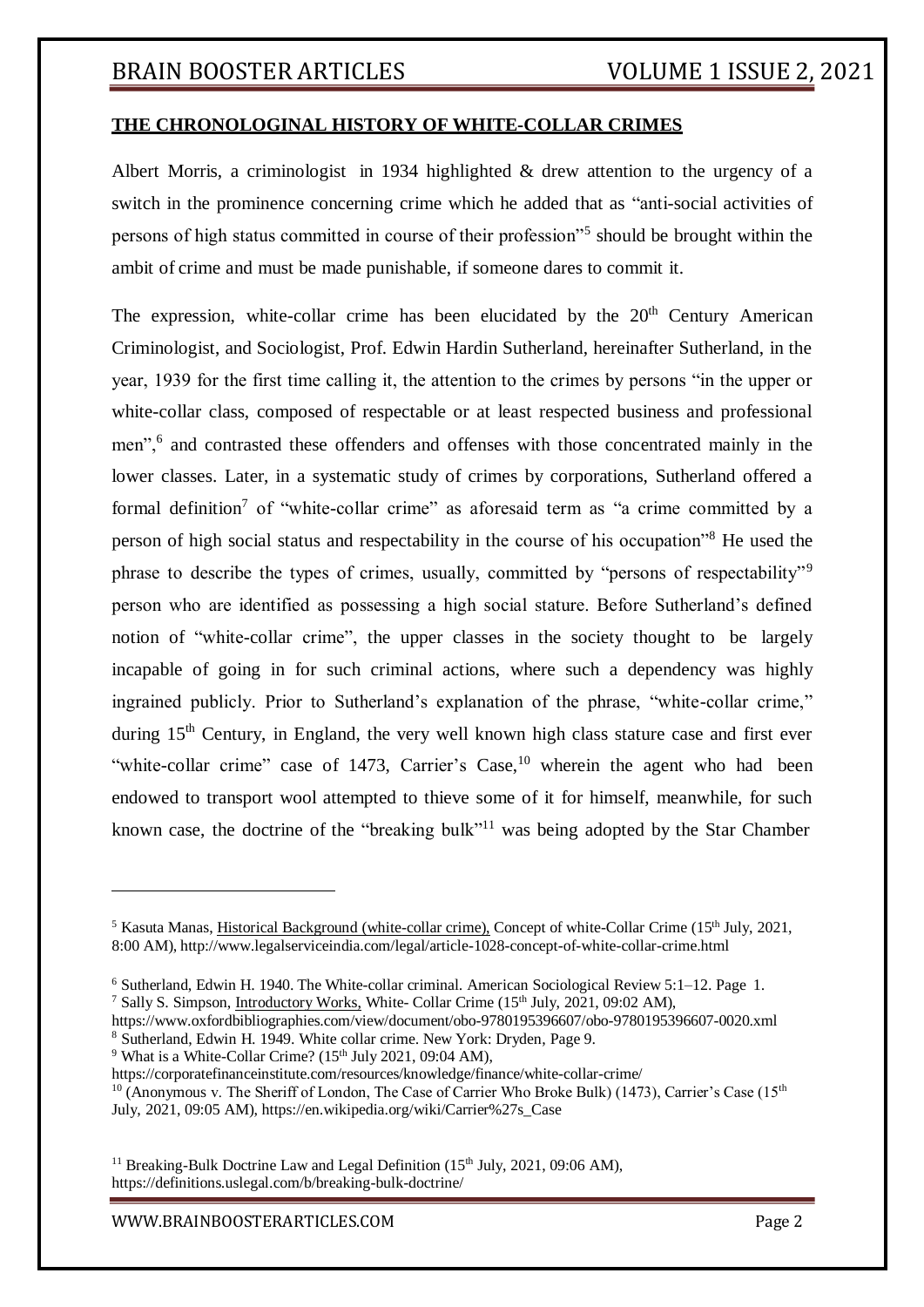## THE CHRONOLOGINAL HISTORY OF WHITE-COLLAR CRIMES

Albert Morris, a criminologist in 1934 highlighted & drew attention to the urgency of a switch in the prominence concerning crime which he added that as "anti-social activities of persons of high status committed in course of their profession"[5] should be brought within the ambit of crime and must be made punishable, if someone dares to commit it.

The expression, white-collar crime has been elucidated by the 20th Century American Criminologist, and Sociologist, Prof. Edwin Hardin Sutherland, hereinafter Sutherland, in the year, 1939 for the first time calling it, the attention to the crimes by persons "in the upper or white-collar class, composed of respectable or at least respected business and professional men",[6] and contrasted these offenders and offenses with those concentrated mainly in the lower classes. Later, in a systematic study of crimes by corporations, Sutherland offered a formal definition[7] of "white-collar crime" as aforesaid term as "a crime committed by a person of high social status and respectability in the course of his occupation"[8] He used the phrase to describe the types of crimes, usually, committed by "persons of respectability"[9] person who are identified as possessing a high social stature. Before Sutherland's defined notion of "white-collar crime", the upper classes in the society thought to be largely incapable of going in for such criminal actions, where such a dependency was highly ingrained publicly. Prior to Sutherland's explanation of the phrase, "white-collar crime," during 15th Century, in England, the very well known high class stature case and first ever "white-collar crime" case of 1473, Carrier's Case,[10] wherein the agent who had been endowed to transport wool attempted to thieve some of it for himself, meanwhile, for such known case, the doctrine of the "breaking bulk"[11] was being adopted by the Star Chamber

---

[5] Kasuta Manas, Historical Background (white-collar crime), Concept of white-Collar Crime (15th July, 2021, 8:00 AM), http://www.legalserviceindia.com/legal/article-1028-concept-of-white-collar-crime.html

[6] Sutherland, Edwin H. 1940. The White-collar criminal. American Sociological Review 5:1–12. Page 1.

[7] Sally S. Simpson, Introductory Works, White- Collar Crime (15th July, 2021, 09:02 AM), https://www.oxfordbibliographies.com/view/document/obo-9780195396607/obo-9780195396607-0020.xml

[8] Sutherland, Edwin H. 1949. White collar crime. New York: Dryden, Page 9.

[9] What is a White-Collar Crime? (15th July 2021, 09:04 AM), https://corporatefinanceinstitute.com/resources/knowledge/finance/white-collar-crime/

[10] (Anonymous v. The Sheriff of London, The Case of Carrier Who Broke Bulk) (1473), Carrier's Case (15th July, 2021, 09:05 AM), https://en.wikipedia.org/wiki/Carrier%27s_Case

[11] Breaking-Bulk Doctrine Law and Legal Definition (15th July, 2021, 09:06 AM), https://definitions.uslegal.com/b/breaking-bulk-doctrine/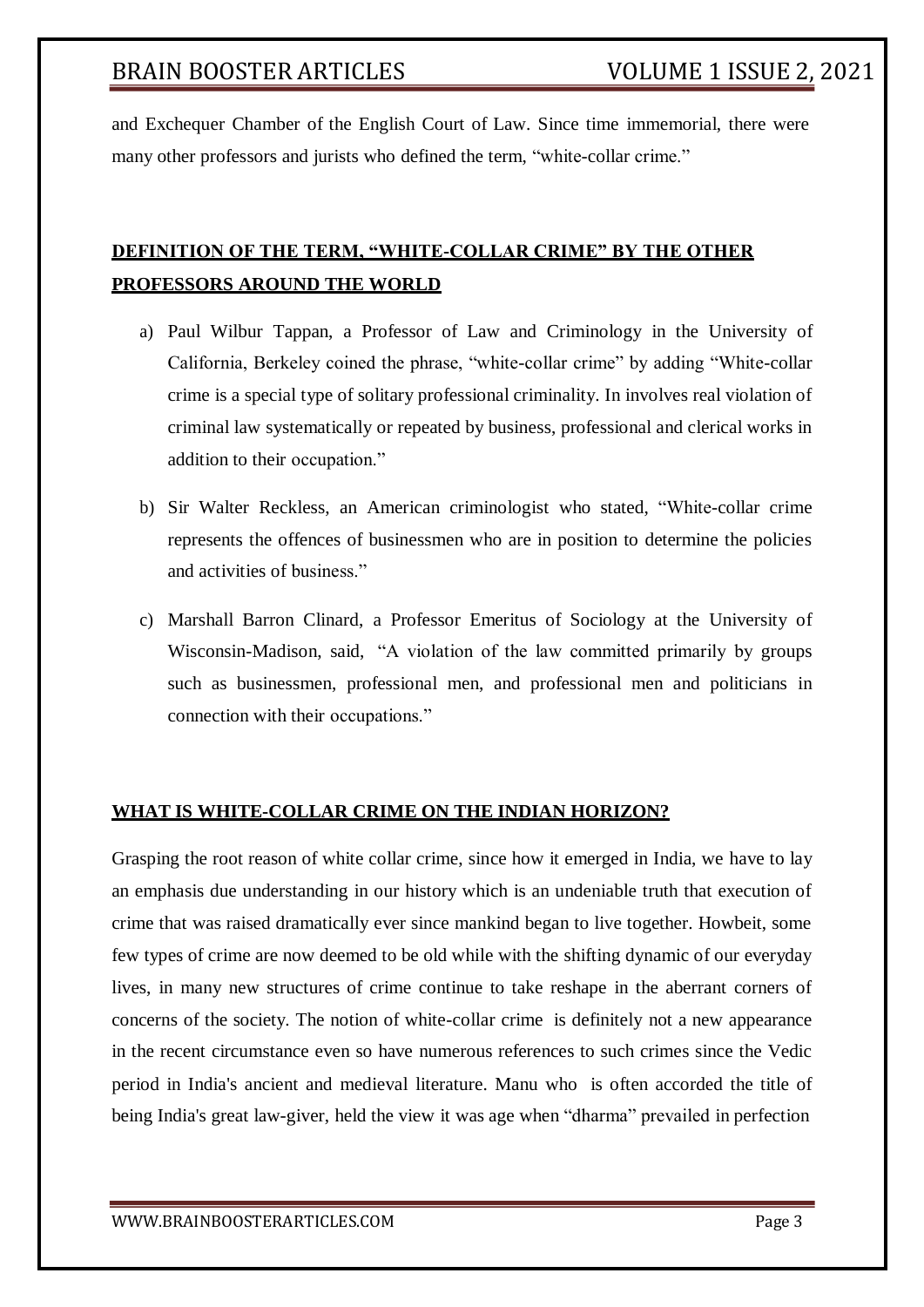and Exchequer Chamber of the English Court of Law. Since time immemorial, there were many other professors and jurists who defined the term, "white-collar crime."

## DEFINITION OF THE TERM, "WHITE-COLLAR CRIME" BY THE OTHER PROFESSORS AROUND THE WORLD

a) Paul Wilbur Tappan, a Professor of Law and Criminology in the University of California, Berkeley coined the phrase, "white-collar crime" by adding "White-collar crime is a special type of solitary professional criminality. In involves real violation of criminal law systematically or repeated by business, professional and clerical works in addition to their occupation."

b) Sir Walter Reckless, an American criminologist who stated, "White-collar crime represents the offences of businessmen who are in position to determine the policies and activities of business."

c) Marshall Barron Clinard, a Professor Emeritus of Sociology at the University of Wisconsin-Madison, said, "A violation of the law committed primarily by groups such as businessmen, professional men, and professional men and politicians in connection with their occupations."

## WHAT IS WHITE-COLLAR CRIME ON THE INDIAN HORIZON?

Grasping the root reason of white collar crime, since how it emerged in India, we have to lay an emphasis due understanding in our history which is an undeniable truth that execution of crime that was raised dramatically ever since mankind began to live together. Howbeit, some few types of crime are now deemed to be old while with the shifting dynamic of our everyday lives, in many new structures of crime continue to take reshape in the aberrant corners of concerns of the society. The notion of white-collar crime is definitely not a new appearance in the recent circumstance even so have numerous references to such crimes since the Vedic period in India's ancient and medieval literature. Manu who is often accorded the title of being India's great law-giver, held the view it was age when "dharma" prevailed in perfection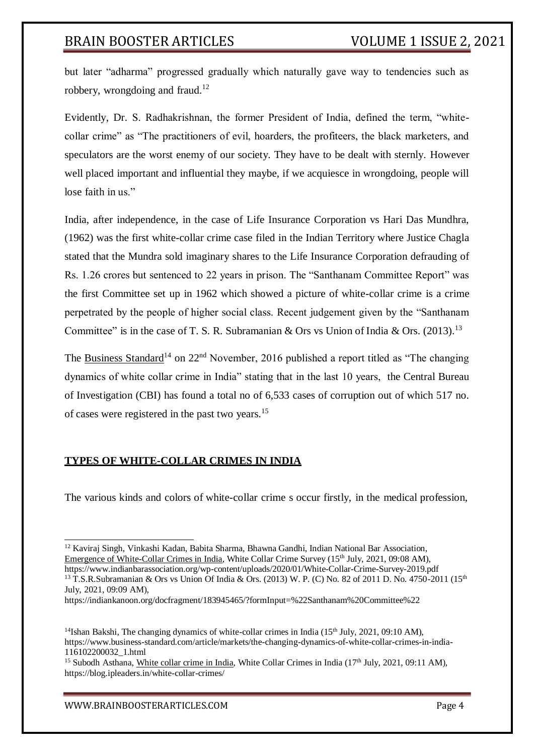but later "adharma" progressed gradually which naturally gave way to tendencies such as robbery, wrongdoing and fraud.[12]

Evidently, Dr. S. Radhakrishnan, the former President of India, defined the term, "white-collar crime" as "The practitioners of evil, hoarders, the profiteers, the black marketers, and speculators are the worst enemy of our society. They have to be dealt with sternly. However well placed important and influential they maybe, if we acquiesce in wrongdoing, people will lose faith in us."

India, after independence, in the case of Life Insurance Corporation vs Hari Das Mundhra, (1962) was the first white-collar crime case filed in the Indian Territory where Justice Chagla stated that the Mundra sold imaginary shares to the Life Insurance Corporation defrauding of Rs. 1.26 crores but sentenced to 22 years in prison. The "Santhanam Committee Report" was the first Committee set up in 1962 which showed a picture of white-collar crime is a crime perpetrated by the people of higher social class. Recent judgement given by the "Santhanam Committee" is in the case of T. S. R. Subramanian & Ors vs Union of India & Ors. (2013).[13]

The Business Standard[14] on 22nd November, 2016 published a report titled as "The changing dynamics of white collar crime in India" stating that in the last 10 years, the Central Bureau of Investigation (CBI) has found a total no of 6,533 cases of corruption out of which 517 no. of cases were registered in the past two years.[15]

## TYPES OF WHITE-COLLAR CRIMES IN INDIA

The various kinds and colors of white-collar crime s occur firstly, in the medical profession,

---

[12] Kaviraj Singh, Vinkashi Kadan, Babita Sharma, Bhawna Gandhi, Indian National Bar Association, Emergence of White-Collar Crimes in India, White Collar Crime Survey (15th July, 2021, 09:08 AM), https://www.indianbarassociation.org/wp-content/uploads/2020/01/White-Collar-Crime-Survey-2019.pdf

[13] T.S.R.Subramanian & Ors vs Union Of India & Ors. (2013) W. P. (C) No. 82 of 2011 D. No. 4750-2011 (15th July, 2021, 09:09 AM), https://indiankanoon.org/docfragment/183945465/?formInput=%22Santhanam%20Committee%22

[14] Ishan Bakshi, The changing dynamics of white-collar crimes in India (15th July, 2021, 09:10 AM), https://www.business-standard.com/article/markets/the-changing-dynamics-of-white-collar-crimes-in-india-116102200032_1.html

[15] Subodh Asthana, White collar crime in India, White Collar Crimes in India (17th July, 2021, 09:11 AM), https://blog.ipleaders.in/white-collar-crimes/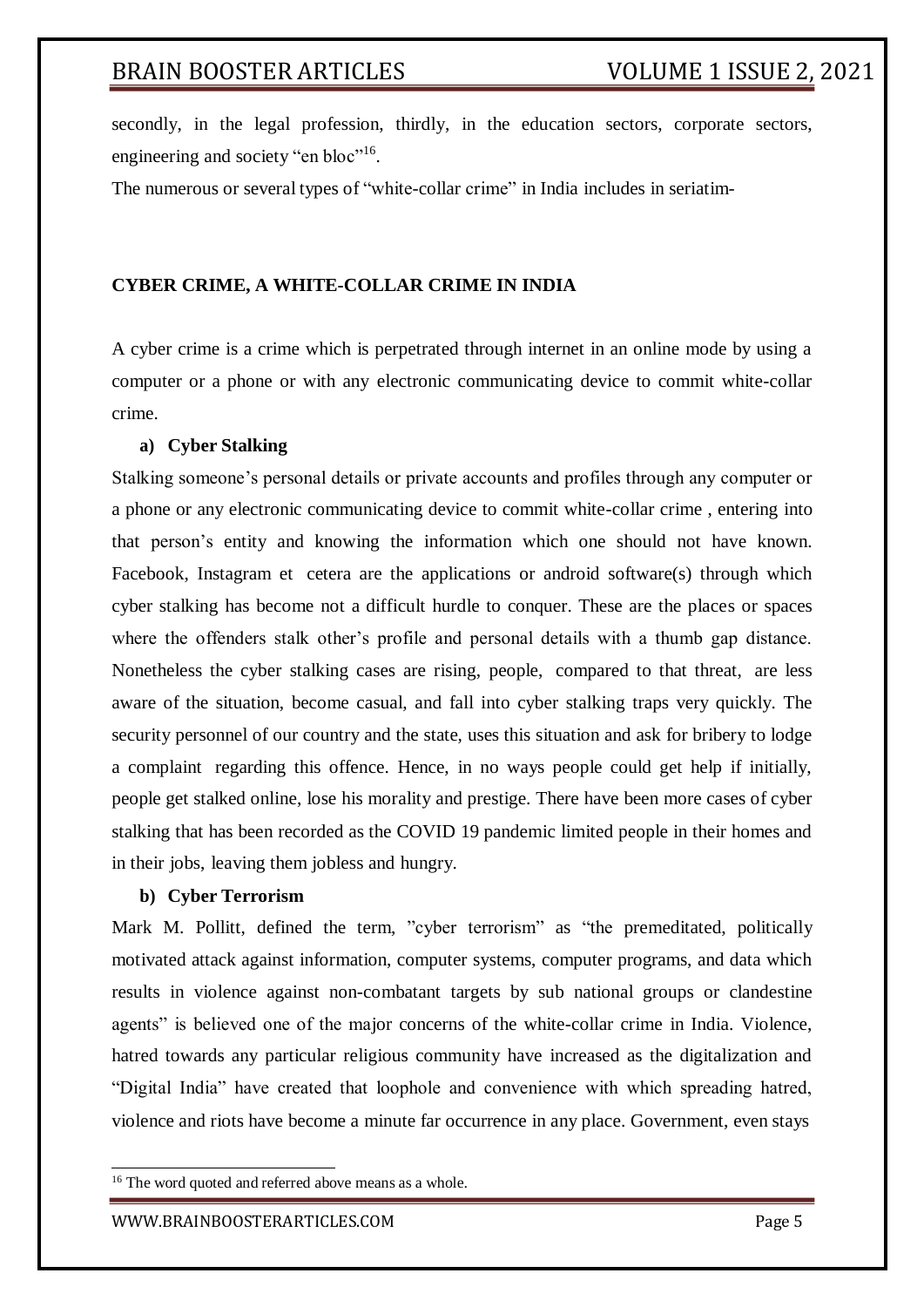secondly, in the legal profession, thirdly, in the education sectors, corporate sectors, engineering and society "en bloc"[16].

The numerous or several types of "white-collar crime" in India includes in seriatim-

## CYBER CRIME, A WHITE-COLLAR CRIME IN INDIA

A cyber crime is a crime which is perpetrated through internet in an online mode by using a computer or a phone or with any electronic communicating device to commit white-collar crime.

### a) Cyber Stalking

Stalking someone's personal details or private accounts and profiles through any computer or a phone or any electronic communicating device to commit white-collar crime , entering into that person's entity and knowing the information which one should not have known. Facebook, Instagram et cetera are the applications or android software(s) through which cyber stalking has become not a difficult hurdle to conquer. These are the places or spaces where the offenders stalk other's profile and personal details with a thumb gap distance. Nonetheless the cyber stalking cases are rising, people, compared to that threat, are less aware of the situation, become casual, and fall into cyber stalking traps very quickly. The security personnel of our country and the state, uses this situation and ask for bribery to lodge a complaint regarding this offence. Hence, in no ways people could get help if initially, people get stalked online, lose his morality and prestige. There have been more cases of cyber stalking that has been recorded as the COVID 19 pandemic limited people in their homes and in their jobs, leaving them jobless and hungry.

### b) Cyber Terrorism

Mark M. Pollitt, defined the term, "cyber terrorism" as "the premeditated, politically motivated attack against information, computer systems, computer programs, and data which results in violence against non-combatant targets by sub national groups or clandestine agents" is believed one of the major concerns of the white-collar crime in India. Violence, hatred towards any particular religious community have increased as the digitalization and "Digital India" have created that loophole and convenience with which spreading hatred, violence and riots have become a minute far occurrence in any place. Government, even stays

[16] The word quoted and referred above means as a whole.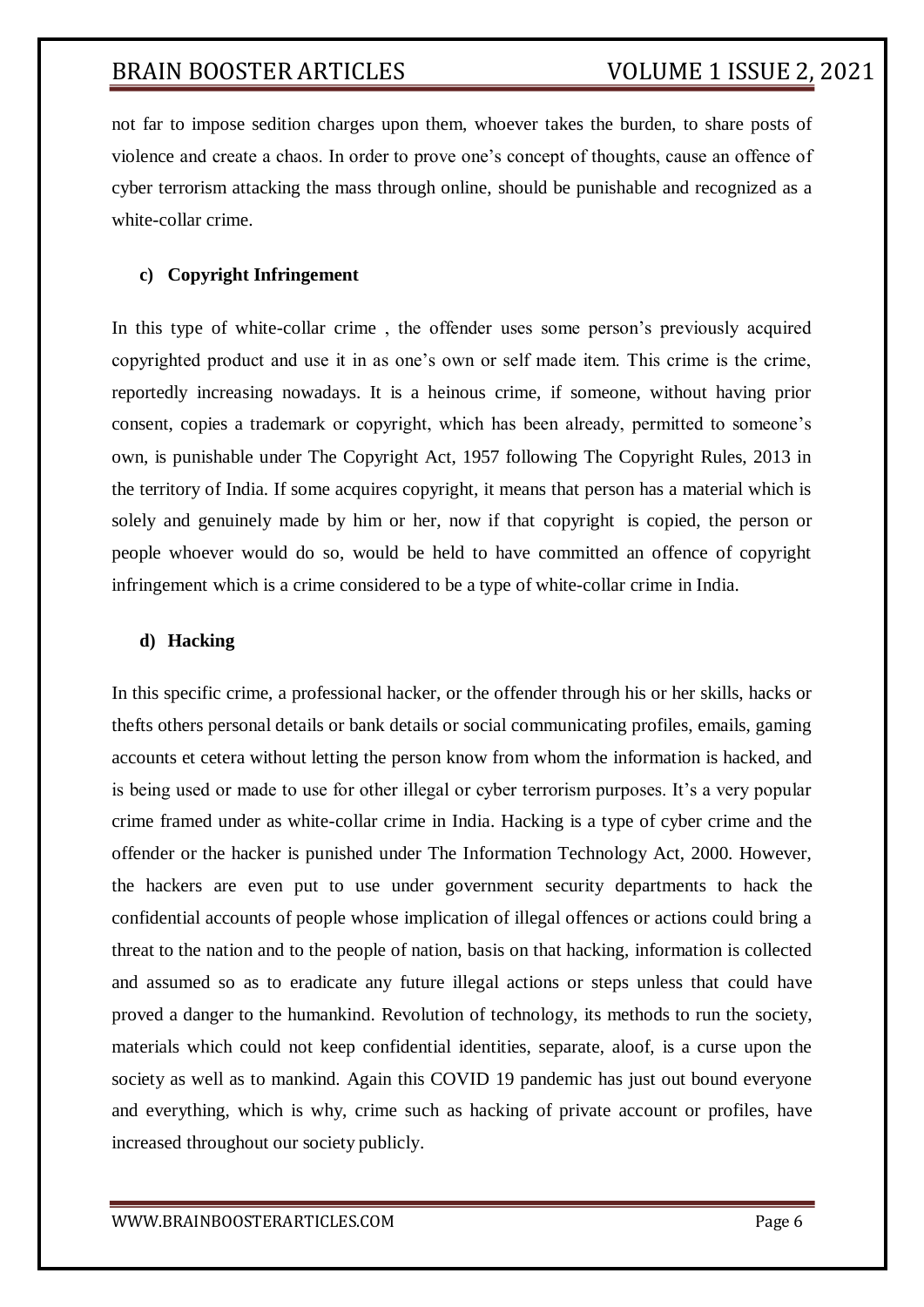not far to impose sedition charges upon them, whoever takes the burden, to share posts of violence and create a chaos. In order to prove one's concept of thoughts, cause an offence of cyber terrorism attacking the mass through online, should be punishable and recognized as a white-collar crime.

**c) Copyright Infringement**

In this type of white-collar crime , the offender uses some person's previously acquired copyrighted product and use it in as one's own or self made item. This crime is the crime, reportedly increasing nowadays. It is a heinous crime, if someone, without having prior consent, copies a trademark or copyright, which has been already, permitted to someone's own, is punishable under The Copyright Act, 1957 following The Copyright Rules, 2013 in the territory of India. If some acquires copyright, it means that person has a material which is solely and genuinely made by him or her, now if that copyright is copied, the person or people whoever would do so, would be held to have committed an offence of copyright infringement which is a crime considered to be a type of white-collar crime in India.

**d) Hacking**

In this specific crime, a professional hacker, or the offender through his or her skills, hacks or thefts others personal details or bank details or social communicating profiles, emails, gaming accounts et cetera without letting the person know from whom the information is hacked, and is being used or made to use for other illegal or cyber terrorism purposes. It's a very popular crime framed under as white-collar crime in India. Hacking is a type of cyber crime and the offender or the hacker is punished under The Information Technology Act, 2000. However, the hackers are even put to use under government security departments to hack the confidential accounts of people whose implication of illegal offences or actions could bring a threat to the nation and to the people of nation, basis on that hacking, information is collected and assumed so as to eradicate any future illegal actions or steps unless that could have proved a danger to the humankind. Revolution of technology, its methods to run the society, materials which could not keep confidential identities, separate, aloof, is a curse upon the society as well as to mankind. Again this COVID 19 pandemic has just out bound everyone and everything, which is why, crime such as hacking of private account or profiles, have increased throughout our society publicly.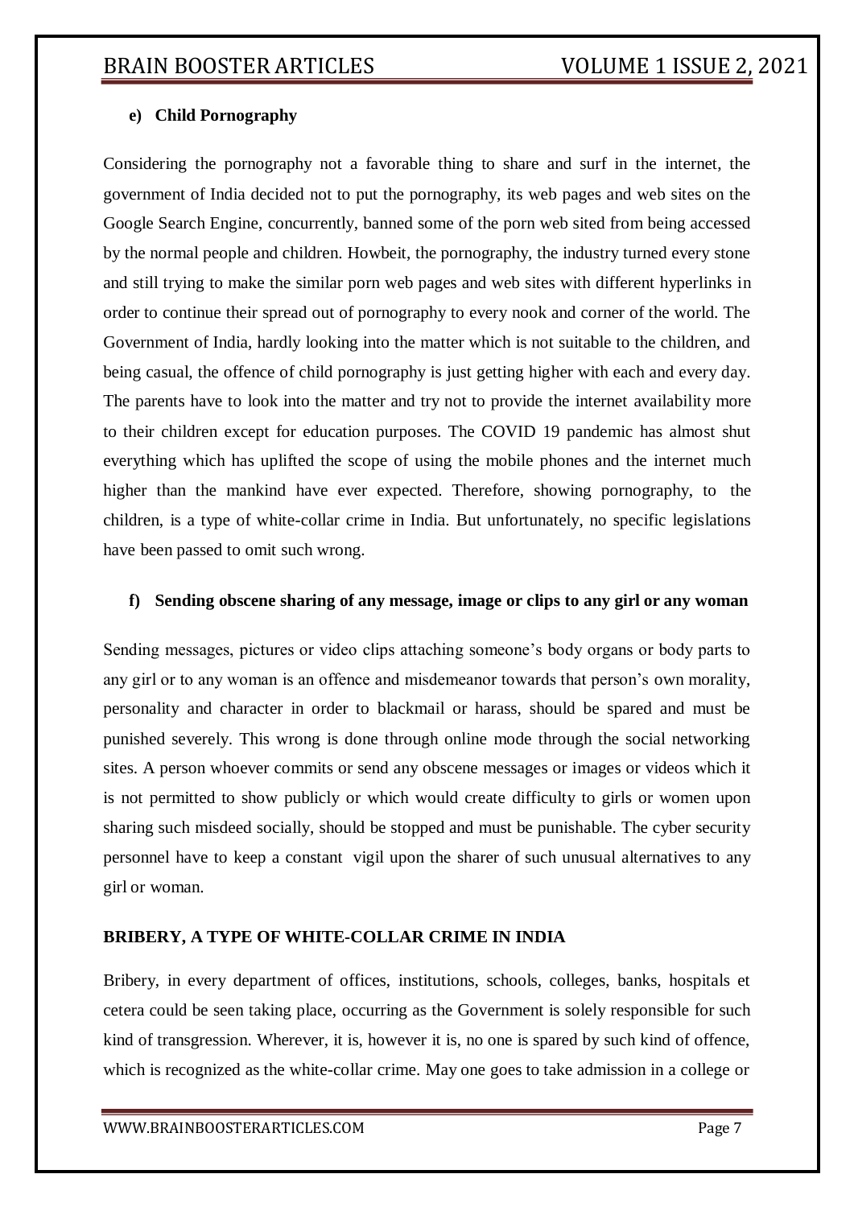**e) Child Pornography**

Considering the pornography not a favorable thing to share and surf in the internet, the government of India decided not to put the pornography, its web pages and web sites on the Google Search Engine, concurrently, banned some of the porn web sited from being accessed by the normal people and children. Howbeit, the pornography, the industry turned every stone and still trying to make the similar porn web pages and web sites with different hyperlinks in order to continue their spread out of pornography to every nook and corner of the world. The Government of India, hardly looking into the matter which is not suitable to the children, and being casual, the offence of child pornography is just getting higher with each and every day. The parents have to look into the matter and try not to provide the internet availability more to their children except for education purposes. The COVID 19 pandemic has almost shut everything which has uplifted the scope of using the mobile phones and the internet much higher than the mankind have ever expected. Therefore, showing pornography, to the children, is a type of white-collar crime in India. But unfortunately, no specific legislations have been passed to omit such wrong.

**f) Sending obscene sharing of any message, image or clips to any girl or any woman**

Sending messages, pictures or video clips attaching someone's body organs or body parts to any girl or to any woman is an offence and misdemeanor towards that person's own morality, personality and character in order to blackmail or harass, should be spared and must be punished severely. This wrong is done through online mode through the social networking sites. A person whoever commits or send any obscene messages or images or videos which it is not permitted to show publicly or which would create difficulty to girls or women upon sharing such misdeed socially, should be stopped and must be punishable. The cyber security personnel have to keep a constant vigil upon the sharer of such unusual alternatives to any girl or woman.

**BRIBERY, A TYPE OF WHITE-COLLAR CRIME IN INDIA**

Bribery, in every department of offices, institutions, schools, colleges, banks, hospitals et cetera could be seen taking place, occurring as the Government is solely responsible for such kind of transgression. Wherever, it is, however it is, no one is spared by such kind of offence, which is recognized as the white-collar crime. May one goes to take admission in a college or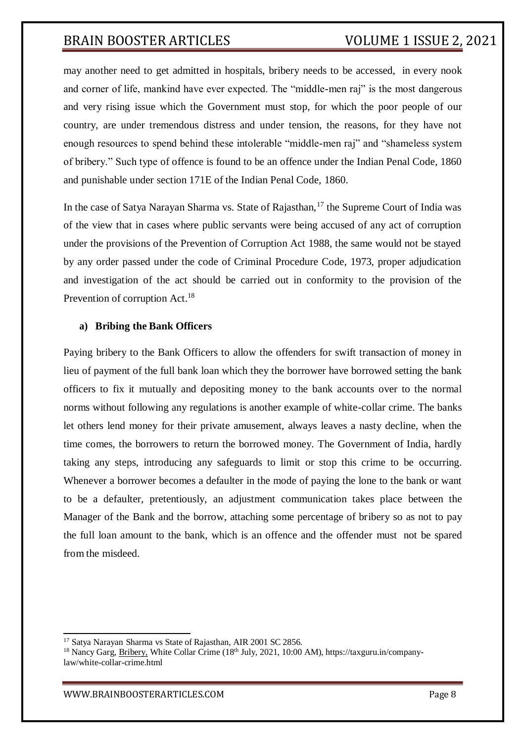may another need to get admitted in hospitals, bribery needs to be accessed, in every nook and corner of life, mankind have ever expected. The "middle-men raj" is the most dangerous and very rising issue which the Government must stop, for which the poor people of our country, are under tremendous distress and under tension, the reasons, for they have not enough resources to spend behind these intolerable "middle-men raj" and "shameless system of bribery." Such type of offence is found to be an offence under the Indian Penal Code, 1860 and punishable under section 171E of the Indian Penal Code, 1860.

In the case of Satya Narayan Sharma vs. State of Rajasthan,[17] the Supreme Court of India was of the view that in cases where public servants were being accused of any act of corruption under the provisions of the Prevention of Corruption Act 1988, the same would not be stayed by any order passed under the code of Criminal Procedure Code, 1973, proper adjudication and investigation of the act should be carried out in conformity to the provision of the Prevention of corruption Act.[18]

**a) Bribing the Bank Officers**

Paying bribery to the Bank Officers to allow the offenders for swift transaction of money in lieu of payment of the full bank loan which they the borrower have borrowed setting the bank officers to fix it mutually and depositing money to the bank accounts over to the normal norms without following any regulations is another example of white-collar crime. The banks let others lend money for their private amusement, always leaves a nasty decline, when the time comes, the borrowers to return the borrowed money. The Government of India, hardly taking any steps, introducing any safeguards to limit or stop this crime to be occurring. Whenever a borrower becomes a defaulter in the mode of paying the lone to the bank or want to be a defaulter, pretentiously, an adjustment communication takes place between the Manager of the Bank and the borrow, attaching some percentage of bribery so as not to pay the full loan amount to the bank, which is an offence and the offender must not be spared from the misdeed.

---

[17] Satya Narayan Sharma vs State of Rajasthan, AIR 2001 SC 2856.

[18] Nancy Garg, Bribery, White Collar Crime (18th July, 2021, 10:00 AM), https://taxguru.in/company-law/white-collar-crime.html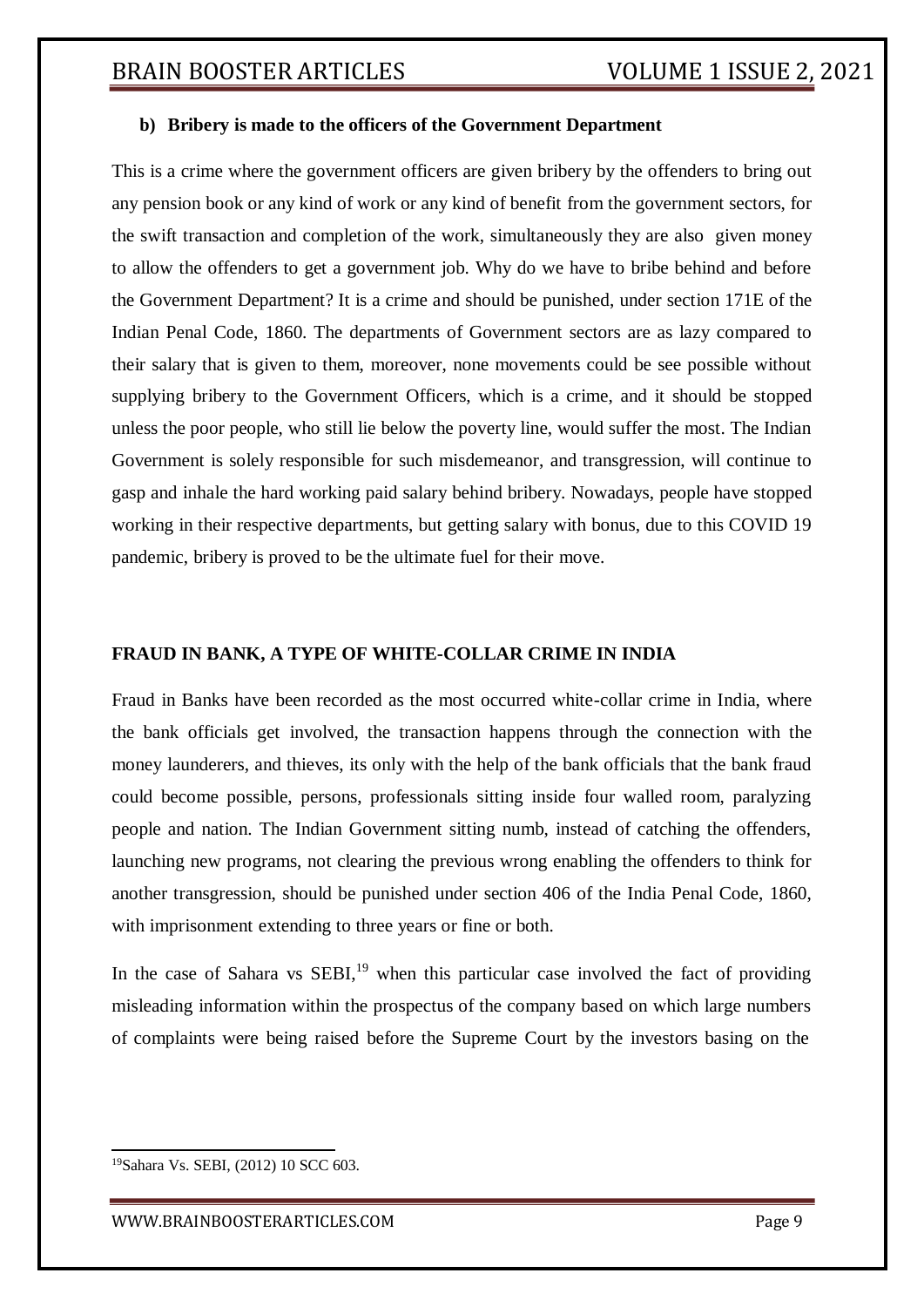**b) Bribery is made to the officers of the Government Department**

This is a crime where the government officers are given bribery by the offenders to bring out any pension book or any kind of work or any kind of benefit from the government sectors, for the swift transaction and completion of the work, simultaneously they are also given money to allow the offenders to get a government job. Why do we have to bribe behind and before the Government Department? It is a crime and should be punished, under section 171E of the Indian Penal Code, 1860. The departments of Government sectors are as lazy compared to their salary that is given to them, moreover, none movements could be see possible without supplying bribery to the Government Officers, which is a crime, and it should be stopped unless the poor people, who still lie below the poverty line, would suffer the most. The Indian Government is solely responsible for such misdemeanor, and transgression, will continue to gasp and inhale the hard working paid salary behind bribery. Nowadays, people have stopped working in their respective departments, but getting salary with bonus, due to this COVID 19 pandemic, bribery is proved to be the ultimate fuel for their move.

**FRAUD IN BANK, A TYPE OF WHITE-COLLAR CRIME IN INDIA**

Fraud in Banks have been recorded as the most occurred white-collar crime in India, where the bank officials get involved, the transaction happens through the connection with the money launderers, and thieves, its only with the help of the bank officials that the bank fraud could become possible, persons, professionals sitting inside four walled room, paralyzing people and nation. The Indian Government sitting numb, instead of catching the offenders, launching new programs, not clearing the previous wrong enabling the offenders to think for another transgression, should be punished under section 406 of the India Penal Code, 1860, with imprisonment extending to three years or fine or both.

In the case of Sahara vs SEBI,[19] when this particular case involved the fact of providing misleading information within the prospectus of the company based on which large numbers of complaints were being raised before the Supreme Court by the investors basing on the

---

[19] Sahara Vs. SEBI, (2012) 10 SCC 603.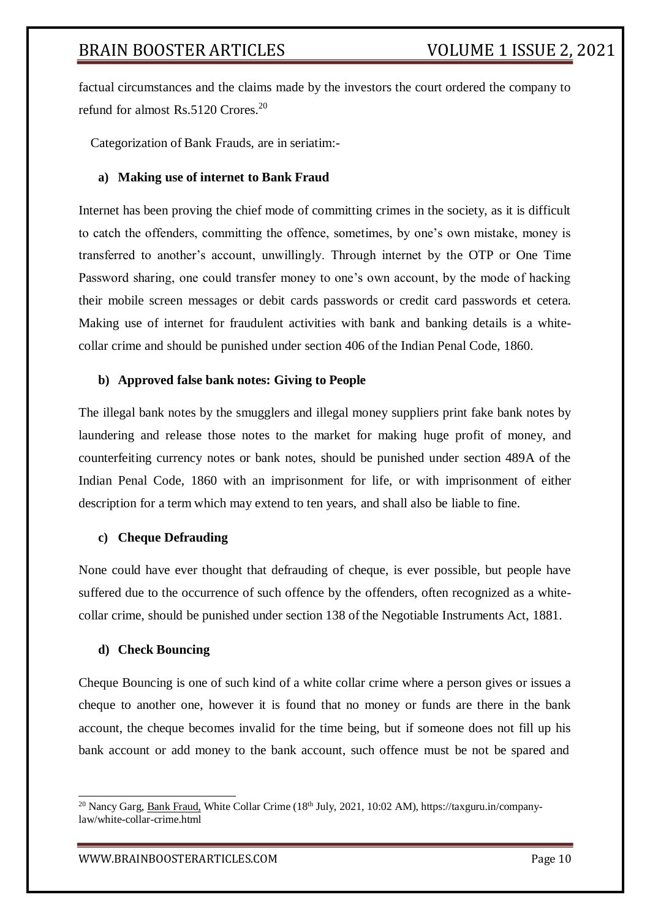factual circumstances and the claims made by the investors the court ordered the company to refund for almost Rs.5120 Crores.[20]

Categorization of Bank Frauds, are in seriatim:-

**a) Making use of internet to Bank Fraud**

Internet has been proving the chief mode of committing crimes in the society, as it is difficult to catch the offenders, committing the offence, sometimes, by one's own mistake, money is transferred to another's account, unwillingly. Through internet by the OTP or One Time Password sharing, one could transfer money to one's own account, by the mode of hacking their mobile screen messages or debit cards passwords or credit card passwords et cetera. Making use of internet for fraudulent activities with bank and banking details is a white-collar crime and should be punished under section 406 of the Indian Penal Code, 1860.

**b) Approved false bank notes: Giving to People**

The illegal bank notes by the smugglers and illegal money suppliers print fake bank notes by laundering and release those notes to the market for making huge profit of money, and counterfeiting currency notes or bank notes, should be punished under section 489A of the Indian Penal Code, 1860 with an imprisonment for life, or with imprisonment of either description for a term which may extend to ten years, and shall also be liable to fine.

**c) Cheque Defrauding**

None could have ever thought that defrauding of cheque, is ever possible, but people have suffered due to the occurrence of such offence by the offenders, often recognized as a white-collar crime, should be punished under section 138 of the Negotiable Instruments Act, 1881.

**d) Check Bouncing**

Cheque Bouncing is one of such kind of a white collar crime where a person gives or issues a cheque to another one, however it is found that no money or funds are there in the bank account, the cheque becomes invalid for the time being, but if someone does not fill up his bank account or add money to the bank account, such offence must be not be spared and

---

[20] Nancy Garg, Bank Fraud, White Collar Crime (18th July, 2021, 10:02 AM), https://taxguru.in/company-law/white-collar-crime.html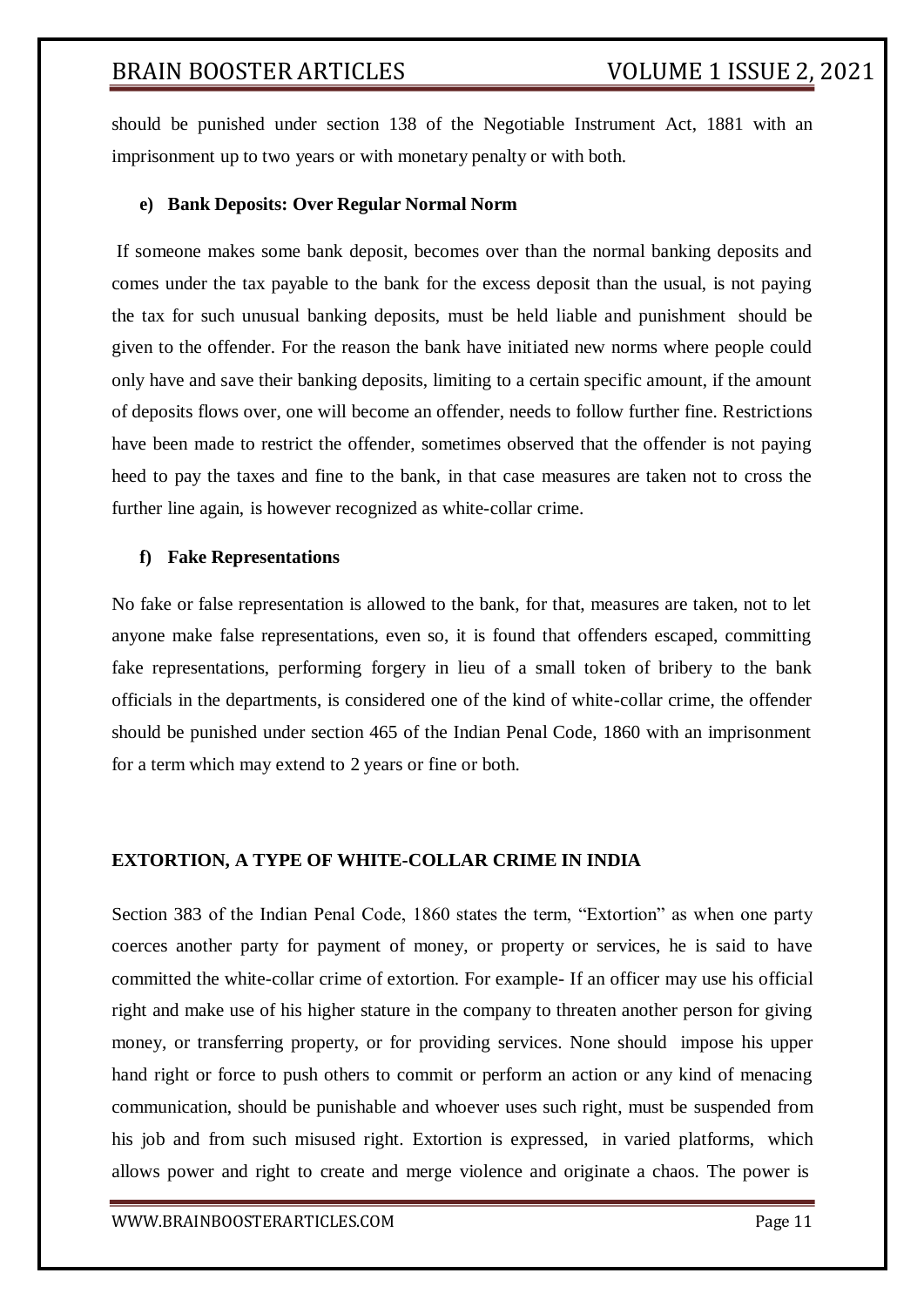should be punished under section 138 of the Negotiable Instrument Act, 1881 with an imprisonment up to two years or with monetary penalty or with both.

**e) Bank Deposits: Over Regular Normal Norm**

If someone makes some bank deposit, becomes over than the normal banking deposits and comes under the tax payable to the bank for the excess deposit than the usual, is not paying the tax for such unusual banking deposits, must be held liable and punishment should be given to the offender. For the reason the bank have initiated new norms where people could only have and save their banking deposits, limiting to a certain specific amount, if the amount of deposits flows over, one will become an offender, needs to follow further fine. Restrictions have been made to restrict the offender, sometimes observed that the offender is not paying heed to pay the taxes and fine to the bank, in that case measures are taken not to cross the further line again, is however recognized as white-collar crime.

**f) Fake Representations**

No fake or false representation is allowed to the bank, for that, measures are taken, not to let anyone make false representations, even so, it is found that offenders escaped, committing fake representations, performing forgery in lieu of a small token of bribery to the bank officials in the departments, is considered one of the kind of white-collar crime, the offender should be punished under section 465 of the Indian Penal Code, 1860 with an imprisonment for a term which may extend to 2 years or fine or both.

**EXTORTION, A TYPE OF WHITE-COLLAR CRIME IN INDIA**

Section 383 of the Indian Penal Code, 1860 states the term, "Extortion" as when one party coerces another party for payment of money, or property or services, he is said to have committed the white-collar crime of extortion. For example- If an officer may use his official right and make use of his higher stature in the company to threaten another person for giving money, or transferring property, or for providing services. None should impose his upper hand right or force to push others to commit or perform an action or any kind of menacing communication, should be punishable and whoever uses such right, must be suspended from his job and from such misused right. Extortion is expressed, in varied platforms, which allows power and right to create and merge violence and originate a chaos. The power is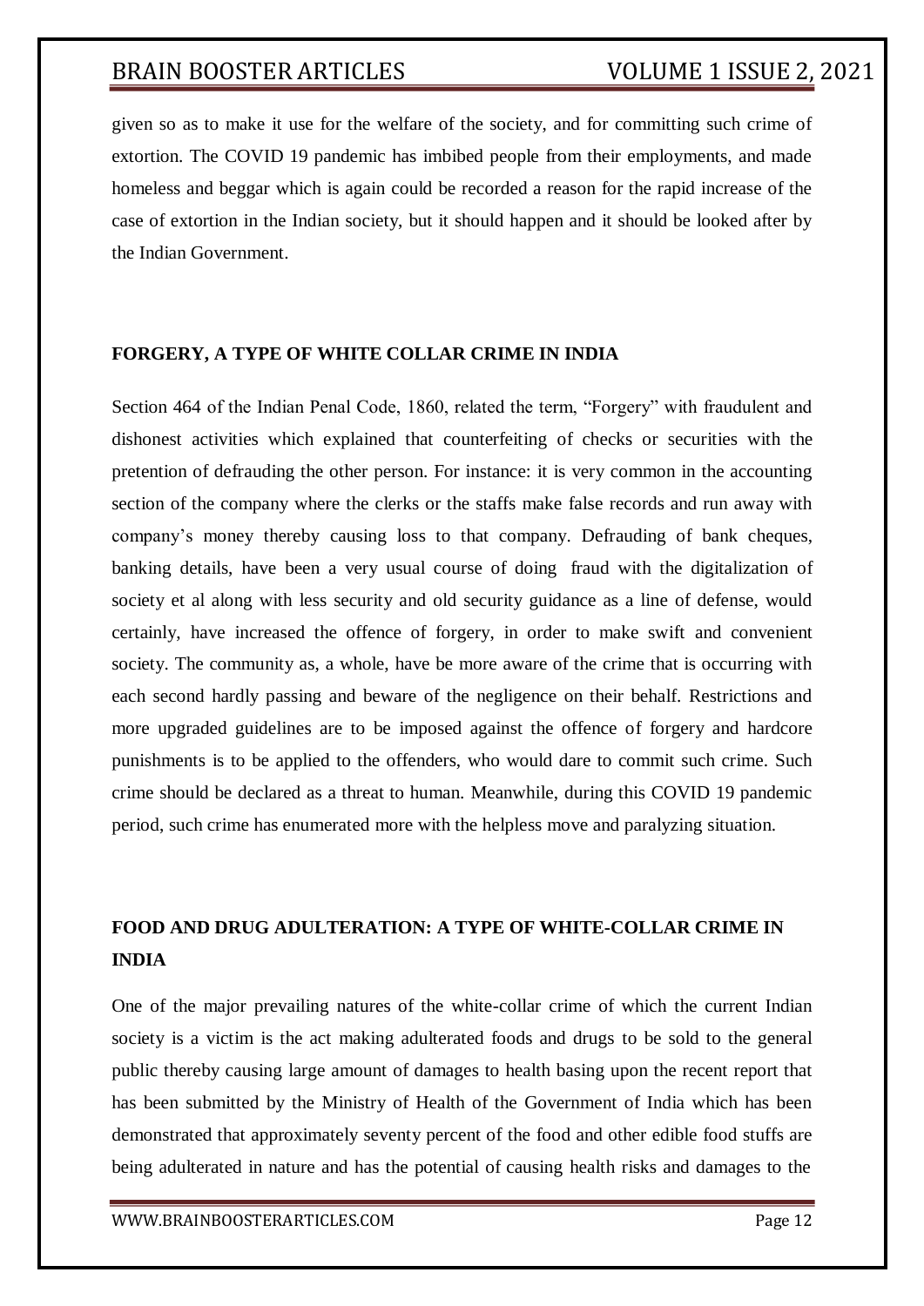given so as to make it use for the welfare of the society, and for committing such crime of extortion. The COVID 19 pandemic has imbibed people from their employments, and made homeless and beggar which is again could be recorded a reason for the rapid increase of the case of extortion in the Indian society, but it should happen and it should be looked after by the Indian Government.

## FORGERY, A TYPE OF WHITE COLLAR CRIME IN INDIA

Section 464 of the Indian Penal Code, 1860, related the term, "Forgery" with fraudulent and dishonest activities which explained that counterfeiting of checks or securities with the pretention of defrauding the other person. For instance: it is very common in the accounting section of the company where the clerks or the staffs make false records and run away with company's money thereby causing loss to that company. Defrauding of bank cheques, banking details, have been a very usual course of doing fraud with the digitalization of society et al along with less security and old security guidance as a line of defense, would certainly, have increased the offence of forgery, in order to make swift and convenient society. The community as, a whole, have be more aware of the crime that is occurring with each second hardly passing and beware of the negligence on their behalf. Restrictions and more upgraded guidelines are to be imposed against the offence of forgery and hardcore punishments is to be applied to the offenders, who would dare to commit such crime. Such crime should be declared as a threat to human. Meanwhile, during this COVID 19 pandemic period, such crime has enumerated more with the helpless move and paralyzing situation.

## FOOD AND DRUG ADULTERATION: A TYPE OF WHITE-COLLAR CRIME IN INDIA

One of the major prevailing natures of the white-collar crime of which the current Indian society is a victim is the act making adulterated foods and drugs to be sold to the general public thereby causing large amount of damages to health basing upon the recent report that has been submitted by the Ministry of Health of the Government of India which has been demonstrated that approximately seventy percent of the food and other edible food stuffs are being adulterated in nature and has the potential of causing health risks and damages to the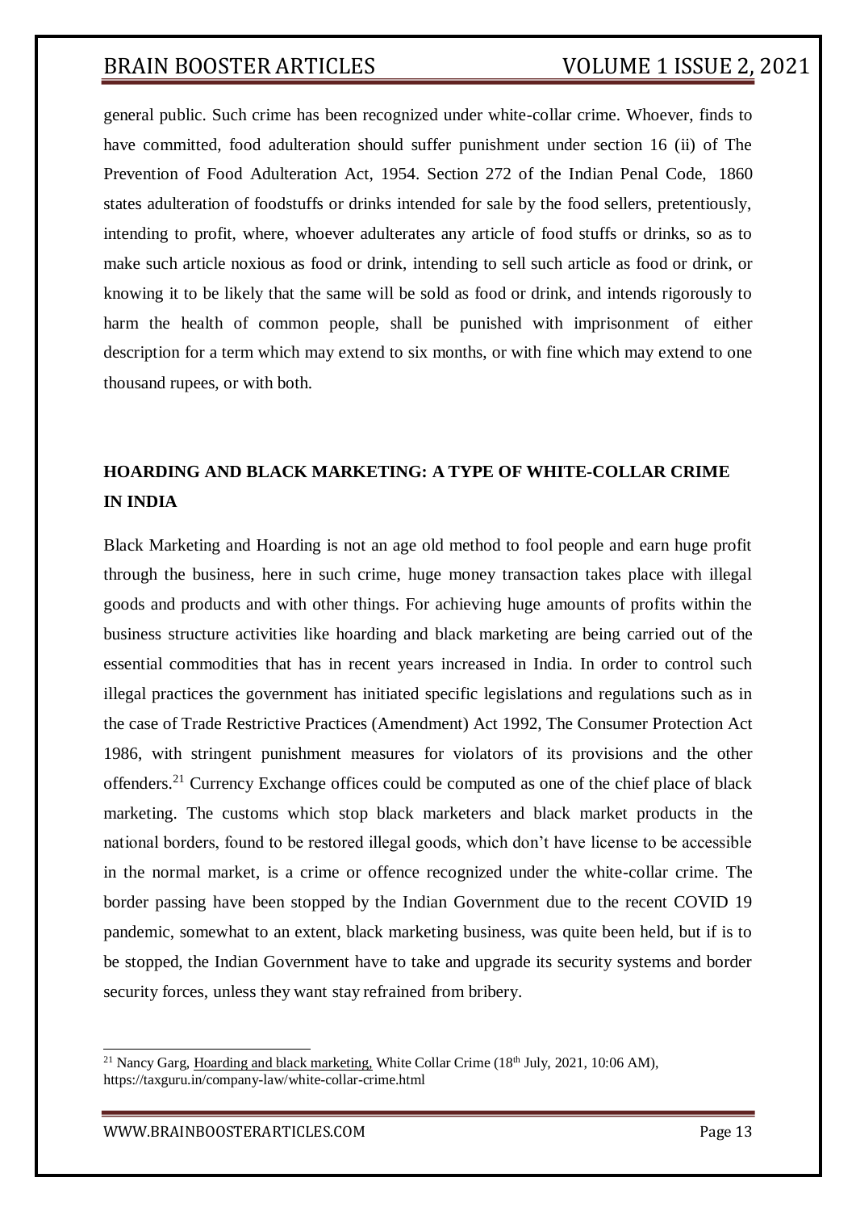general public. Such crime has been recognized under white-collar crime. Whoever, finds to have committed, food adulteration should suffer punishment under section 16 (ii) of The Prevention of Food Adulteration Act, 1954. Section 272 of the Indian Penal Code, 1860 states adulteration of foodstuffs or drinks intended for sale by the food sellers, pretentiously, intending to profit, where, whoever adulterates any article of food stuffs or drinks, so as to make such article noxious as food or drink, intending to sell such article as food or drink, or knowing it to be likely that the same will be sold as food or drink, and intends rigorously to harm the health of common people, shall be punished with imprisonment of either description for a term which may extend to six months, or with fine which may extend to one thousand rupees, or with both.

## HOARDING AND BLACK MARKETING: A TYPE OF WHITE-COLLAR CRIME IN INDIA

Black Marketing and Hoarding is not an age old method to fool people and earn huge profit through the business, here in such crime, huge money transaction takes place with illegal goods and products and with other things. For achieving huge amounts of profits within the business structure activities like hoarding and black marketing are being carried out of the essential commodities that has in recent years increased in India. In order to control such illegal practices the government has initiated specific legislations and regulations such as in the case of Trade Restrictive Practices (Amendment) Act 1992, The Consumer Protection Act 1986, with stringent punishment measures for violators of its provisions and the other offenders.[21] Currency Exchange offices could be computed as one of the chief place of black marketing. The customs which stop black marketers and black market products in the national borders, found to be restored illegal goods, which don't have license to be accessible in the normal market, is a crime or offence recognized under the white-collar crime. The border passing have been stopped by the Indian Government due to the recent COVID 19 pandemic, somewhat to an extent, black marketing business, was quite been held, but if is to be stopped, the Indian Government have to take and upgrade its security systems and border security forces, unless they want stay refrained from bribery.

---

[21] Nancy Garg, Hoarding and black marketing, White Collar Crime (18th July, 2021, 10:06 AM), https://taxguru.in/company-law/white-collar-crime.html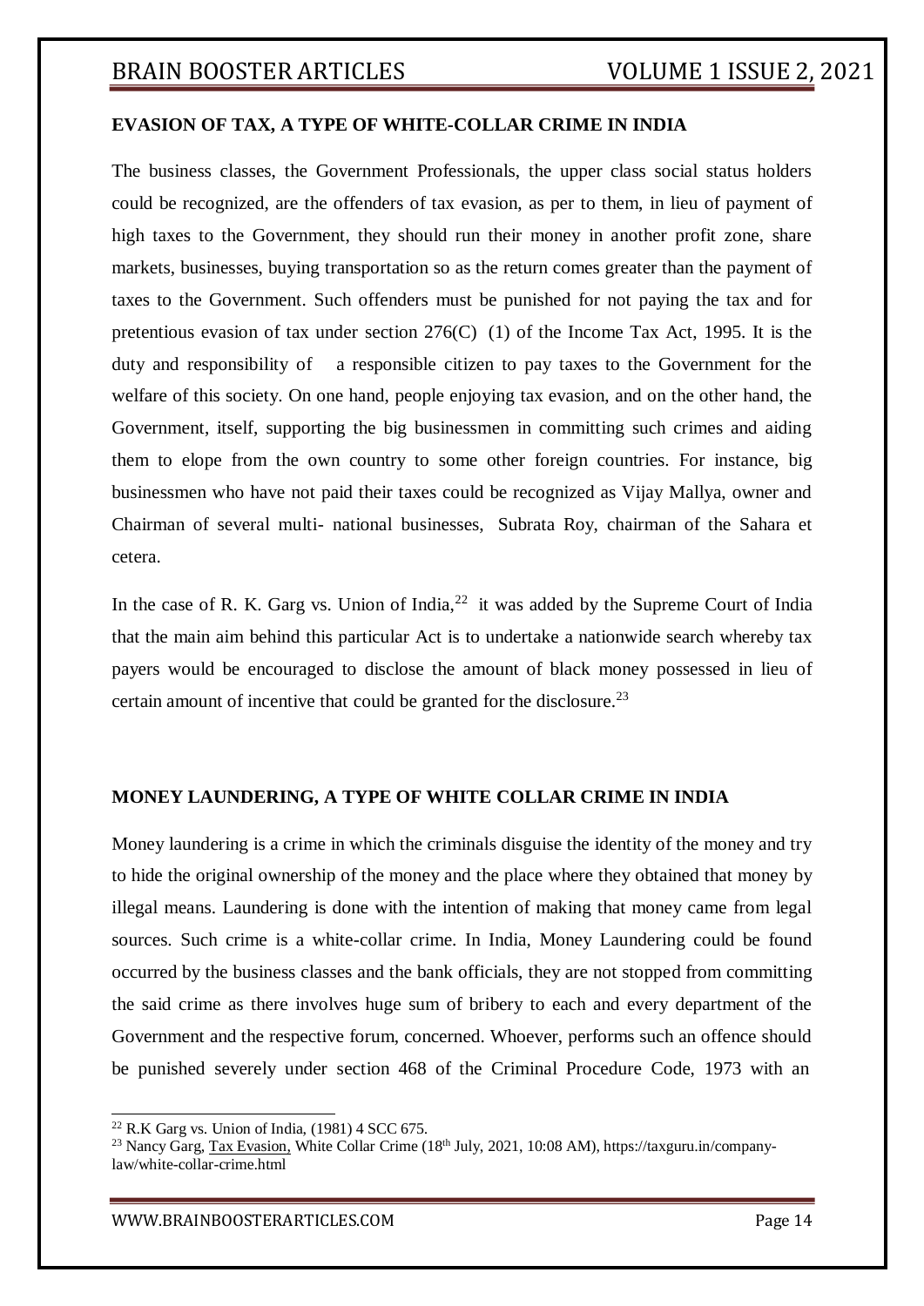**EVASION OF TAX, A TYPE OF WHITE-COLLAR CRIME IN INDIA**

The business classes, the Government Professionals, the upper class social status holders could be recognized, are the offenders of tax evasion, as per to them, in lieu of payment of high taxes to the Government, they should run their money in another profit zone, share markets, businesses, buying transportation so as the return comes greater than the payment of taxes to the Government. Such offenders must be punished for not paying the tax and for pretentious evasion of tax under section 276(C) (1) of the Income Tax Act, 1995. It is the duty and responsibility of a responsible citizen to pay taxes to the Government for the welfare of this society. On one hand, people enjoying tax evasion, and on the other hand, the Government, itself, supporting the big businessmen in committing such crimes and aiding them to elope from the own country to some other foreign countries. For instance, big businessmen who have not paid their taxes could be recognized as Vijay Mallya, owner and Chairman of several multi- national businesses, Subrata Roy, chairman of the Sahara et cetera.

In the case of R. K. Garg vs. Union of India,[22] it was added by the Supreme Court of India that the main aim behind this particular Act is to undertake a nationwide search whereby tax payers would be encouraged to disclose the amount of black money possessed in lieu of certain amount of incentive that could be granted for the disclosure.[23]

**MONEY LAUNDERING, A TYPE OF WHITE COLLAR CRIME IN INDIA**

Money laundering is a crime in which the criminals disguise the identity of the money and try to hide the original ownership of the money and the place where they obtained that money by illegal means. Laundering is done with the intention of making that money came from legal sources. Such crime is a white-collar crime. In India, Money Laundering could be found occurred by the business classes and the bank officials, they are not stopped from committing the said crime as there involves huge sum of bribery to each and every department of the Government and the respective forum, concerned. Whoever, performs such an offence should be punished severely under section 468 of the Criminal Procedure Code, 1973 with an

---

[22] R.K Garg vs. Union of India, (1981) 4 SCC 675.

[23] Nancy Garg, Tax Evasion, White Collar Crime (18th July, 2021, 10:08 AM), https://taxguru.in/company-law/white-collar-crime.html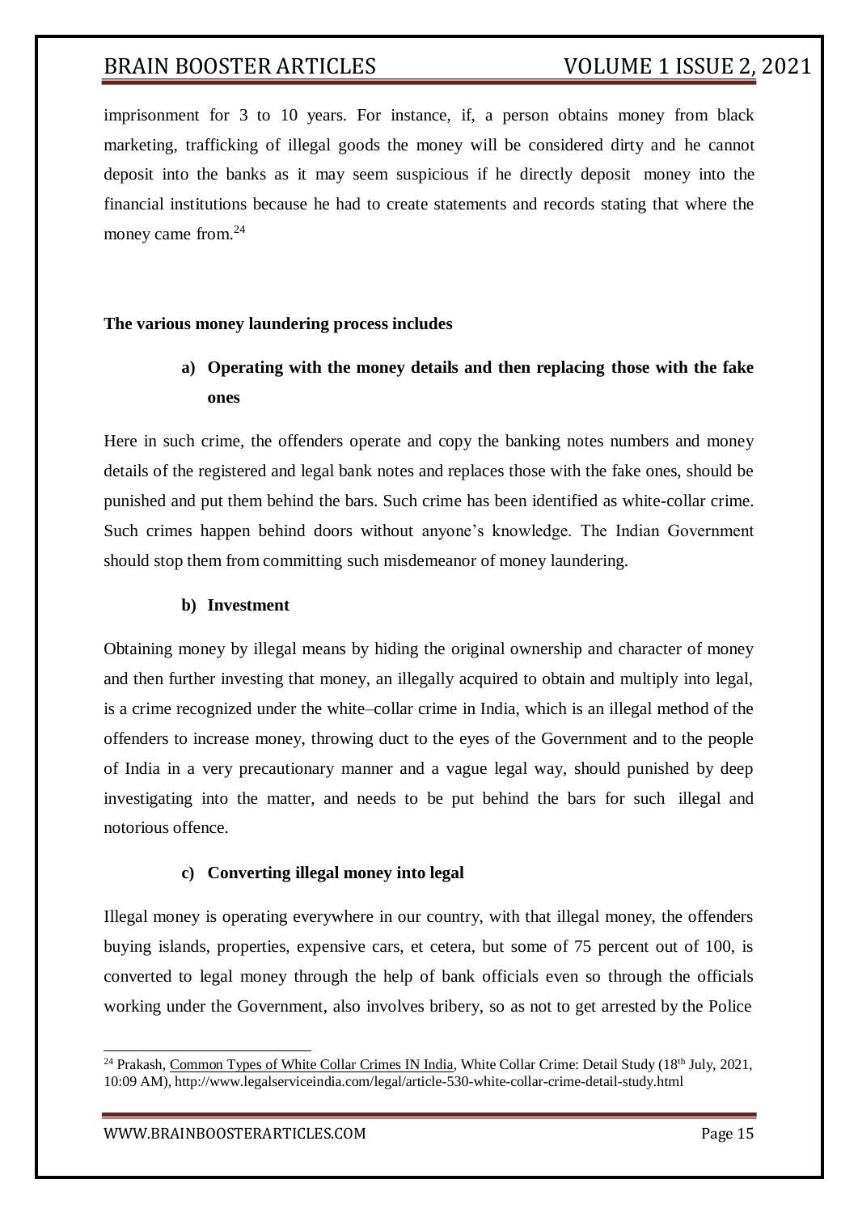imprisonment for 3 to 10 years. For instance, if, a person obtains money from black marketing, trafficking of illegal goods the money will be considered dirty and he cannot deposit into the banks as it may seem suspicious if he directly deposit money into the financial institutions because he had to create statements and records stating that where the money came from.[24]

**The various money laundering process includes**

**a) Operating with the money details and then replacing those with the fake ones**

Here in such crime, the offenders operate and copy the banking notes numbers and money details of the registered and legal bank notes and replaces those with the fake ones, should be punished and put them behind the bars. Such crime has been identified as white-collar crime. Such crimes happen behind doors without anyone's knowledge. The Indian Government should stop them from committing such misdemeanor of money laundering.

**b) Investment**

Obtaining money by illegal means by hiding the original ownership and character of money and then further investing that money, an illegally acquired to obtain and multiply into legal, is a crime recognized under the white–collar crime in India, which is an illegal method of the offenders to increase money, throwing duct to the eyes of the Government and to the people of India in a very precautionary manner and a vague legal way, should punished by deep investigating into the matter, and needs to be put behind the bars for such illegal and notorious offence.

**c) Converting illegal money into legal**

Illegal money is operating everywhere in our country, with that illegal money, the offenders buying islands, properties, expensive cars, et cetera, but some of 75 percent out of 100, is converted to legal money through the help of bank officials even so through the officials working under the Government, also involves bribery, so as not to get arrested by the Police

---

[24] Prakash, Common Types of White Collar Crimes IN India, White Collar Crime: Detail Study (18th July, 2021, 10:09 AM), http://www.legalserviceindia.com/legal/article-530-white-collar-crime-detail-study.html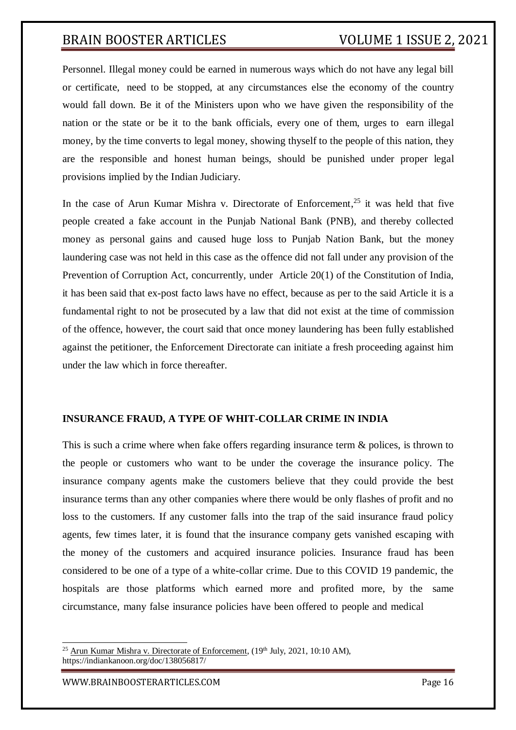Personnel. Illegal money could be earned in numerous ways which do not have any legal bill or certificate, need to be stopped, at any circumstances else the economy of the country would fall down. Be it of the Ministers upon who we have given the responsibility of the nation or the state or be it to the bank officials, every one of them, urges to earn illegal money, by the time converts to legal money, showing thyself to the people of this nation, they are the responsible and honest human beings, should be punished under proper legal provisions implied by the Indian Judiciary.

In the case of Arun Kumar Mishra v. Directorate of Enforcement,[25] it was held that five people created a fake account in the Punjab National Bank (PNB), and thereby collected money as personal gains and caused huge loss to Punjab Nation Bank, but the money laundering case was not held in this case as the offence did not fall under any provision of the Prevention of Corruption Act, concurrently, under Article 20(1) of the Constitution of India, it has been said that ex-post facto laws have no effect, because as per to the said Article it is a fundamental right to not be prosecuted by a law that did not exist at the time of commission of the offence, however, the court said that once money laundering has been fully established against the petitioner, the Enforcement Directorate can initiate a fresh proceeding against him under the law which in force thereafter.

**INSURANCE FRAUD, A TYPE OF WHIT-COLLAR CRIME IN INDIA**

This is such a crime where when fake offers regarding insurance term & polices, is thrown to the people or customers who want to be under the coverage the insurance policy. The insurance company agents make the customers believe that they could provide the best insurance terms than any other companies where there would be only flashes of profit and no loss to the customers. If any customer falls into the trap of the said insurance fraud policy agents, few times later, it is found that the insurance company gets vanished escaping with the money of the customers and acquired insurance policies. Insurance fraud has been considered to be one of a type of a white-collar crime. Due to this COVID 19 pandemic, the hospitals are those platforms which earned more and profited more, by the same circumstance, many false insurance policies have been offered to people and medical

---

[25] Arun Kumar Mishra v. Directorate of Enforcement, (19th July, 2021, 10:10 AM), https://indiankanoon.org/doc/138056817/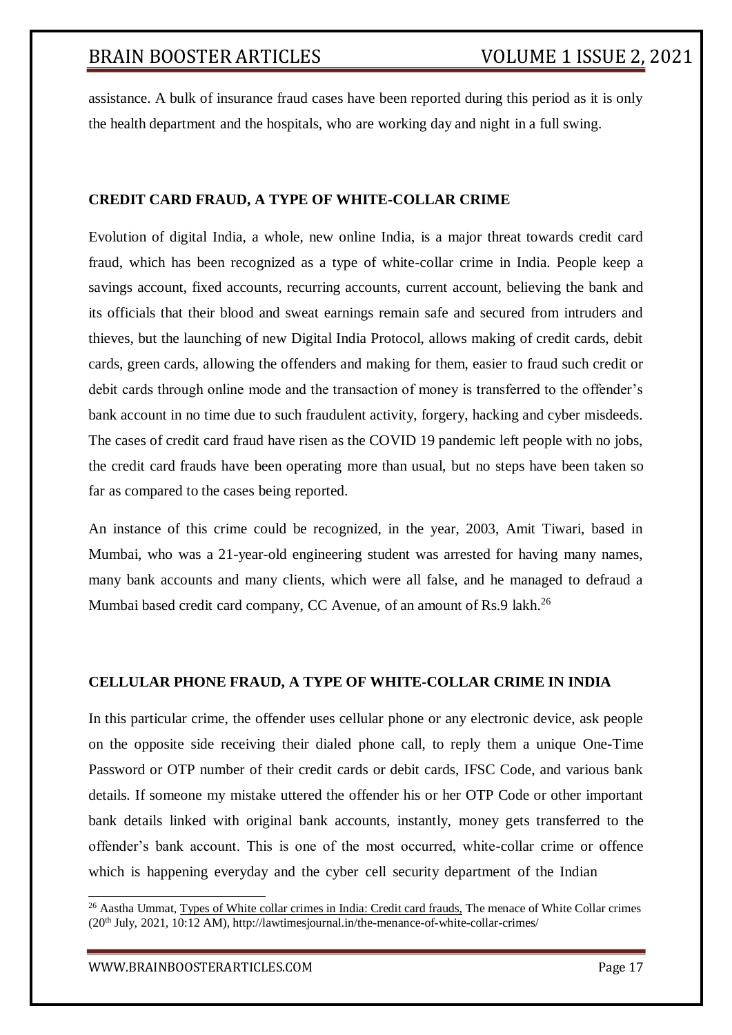assistance. A bulk of insurance fraud cases have been reported during this period as it is only the health department and the hospitals, who are working day and night in a full swing.

## CREDIT CARD FRAUD, A TYPE OF WHITE-COLLAR CRIME

Evolution of digital India, a whole, new online India, is a major threat towards credit card fraud, which has been recognized as a type of white-collar crime in India. People keep a savings account, fixed accounts, recurring accounts, current account, believing the bank and its officials that their blood and sweat earnings remain safe and secured from intruders and thieves, but the launching of new Digital India Protocol, allows making of credit cards, debit cards, green cards, allowing the offenders and making for them, easier to fraud such credit or debit cards through online mode and the transaction of money is transferred to the offender's bank account in no time due to such fraudulent activity, forgery, hacking and cyber misdeeds. The cases of credit card fraud have risen as the COVID 19 pandemic left people with no jobs, the credit card frauds have been operating more than usual, but no steps have been taken so far as compared to the cases being reported.

An instance of this crime could be recognized, in the year, 2003, Amit Tiwari, based in Mumbai, who was a 21-year-old engineering student was arrested for having many names, many bank accounts and many clients, which were all false, and he managed to defraud a Mumbai based credit card company, CC Avenue, of an amount of Rs.9 lakh.[26]

## CELLULAR PHONE FRAUD, A TYPE OF WHITE-COLLAR CRIME IN INDIA

In this particular crime, the offender uses cellular phone or any electronic device, ask people on the opposite side receiving their dialed phone call, to reply them a unique One-Time Password or OTP number of their credit cards or debit cards, IFSC Code, and various bank details. If someone my mistake uttered the offender his or her OTP Code or other important bank details linked with original bank accounts, instantly, money gets transferred to the offender's bank account. This is one of the most occurred, white-collar crime or offence which is happening everyday and the cyber cell security department of the Indian

---

[26] Aastha Ummat, Types of White collar crimes in India: Credit card frauds, The menace of White Collar crimes (20th July, 2021, 10:12 AM), http://lawtimesjournal.in/the-menace-of-white-collar-crimes/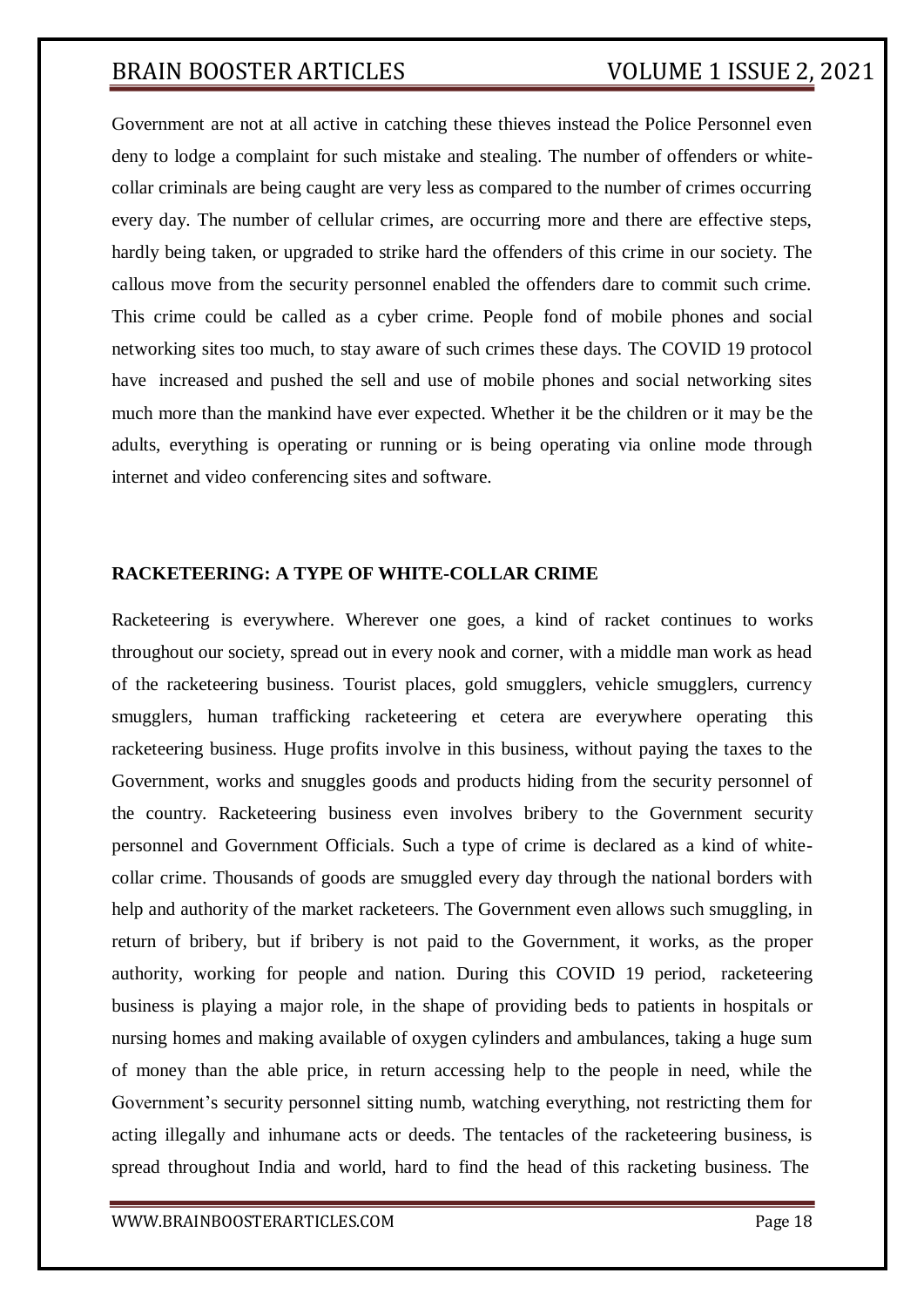Government are not at all active in catching these thieves instead the Police Personnel even deny to lodge a complaint for such mistake and stealing. The number of offenders or white-collar criminals are being caught are very less as compared to the number of crimes occurring every day. The number of cellular crimes, are occurring more and there are effective steps, hardly being taken, or upgraded to strike hard the offenders of this crime in our society. The callous move from the security personnel enabled the offenders dare to commit such crime. This crime could be called as a cyber crime. People fond of mobile phones and social networking sites too much, to stay aware of such crimes these days. The COVID 19 protocol have increased and pushed the sell and use of mobile phones and social networking sites much more than the mankind have ever expected. Whether it be the children or it may be the adults, everything is operating or running or is being operating via online mode through internet and video conferencing sites and software.

**RACKETEERING: A TYPE OF WHITE-COLLAR CRIME**

Racketeering is everywhere. Wherever one goes, a kind of racket continues to works throughout our society, spread out in every nook and corner, with a middle man work as head of the racketeering business. Tourist places, gold smugglers, vehicle smugglers, currency smugglers, human trafficking racketeering et cetera are everywhere operating this racketeering business. Huge profits involve in this business, without paying the taxes to the Government, works and snuggles goods and products hiding from the security personnel of the country. Racketeering business even involves bribery to the Government security personnel and Government Officials. Such a type of crime is declared as a kind of white-collar crime. Thousands of goods are smuggled every day through the national borders with help and authority of the market racketeers. The Government even allows such smuggling, in return of bribery, but if bribery is not paid to the Government, it works, as the proper authority, working for people and nation. During this COVID 19 period, racketeering business is playing a major role, in the shape of providing beds to patients in hospitals or nursing homes and making available of oxygen cylinders and ambulances, taking a huge sum of money than the able price, in return accessing help to the people in need, while the Government's security personnel sitting numb, watching everything, not restricting them for acting illegally and inhumane acts or deeds. The tentacles of the racketeering business, is spread throughout India and world, hard to find the head of this racketing business. The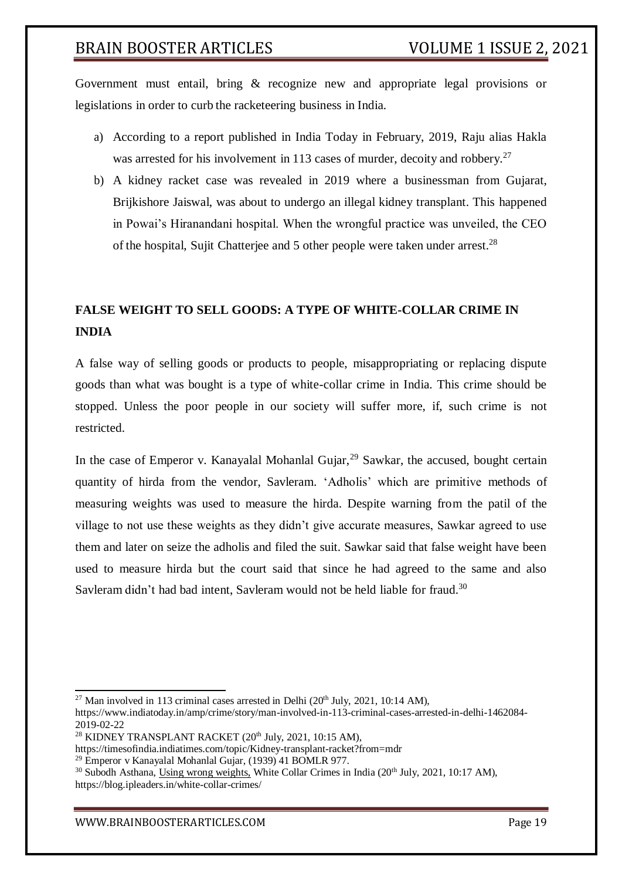Government must entail, bring & recognize new and appropriate legal provisions or legislations in order to curb the racketeering business in India.

a) According to a report published in India Today in February, 2019, Raju alias Hakla was arrested for his involvement in 113 cases of murder, decoity and robbery.[27]

b) A kidney racket case was revealed in 2019 where a businessman from Gujarat, Brijkishore Jaiswal, was about to undergo an illegal kidney transplant. This happened in Powai's Hiranandani hospital. When the wrongful practice was unveiled, the CEO of the hospital, Sujit Chatterjee and 5 other people were taken under arrest.[28]

## FALSE WEIGHT TO SELL GOODS: A TYPE OF WHITE-COLLAR CRIME IN INDIA

A false way of selling goods or products to people, misappropriating or replacing dispute goods than what was bought is a type of white-collar crime in India. This crime should be stopped. Unless the poor people in our society will suffer more, if, such crime is not restricted.

In the case of Emperor v. Kanayalal Mohanlal Gujar,[29] Sawkar, the accused, bought certain quantity of hirda from the vendor, Savleram. 'Adholis' which are primitive methods of measuring weights was used to measure the hirda. Despite warning from the patil of the village to not use these weights as they didn't give accurate measures, Sawkar agreed to use them and later on seize the adholis and filed the suit. Sawkar said that false weight have been used to measure hirda but the court said that since he had agreed to the same and also Savleram didn't had bad intent, Savleram would not be held liable for fraud.[30]

---

[27] Man involved in 113 criminal cases arrested in Delhi (20th July, 2021, 10:14 AM), https://www.indiatoday.in/amp/crime/story/man-involved-in-113-criminal-cases-arrested-in-delhi-1462084-2019-02-22

[28] KIDNEY TRANSPLANT RACKET (20th July, 2021, 10:15 AM), https://timesofindia.indiatimes.com/topic/Kidney-transplant-racket?from=mdr

[29] Emperor v Kanayalal Mohanlal Gujar, (1939) 41 BOMLR 977.

[30] Subodh Asthana, Using wrong weights, White Collar Crimes in India (20th July, 2021, 10:17 AM), https://blog.ipleaders.in/white-collar-crimes/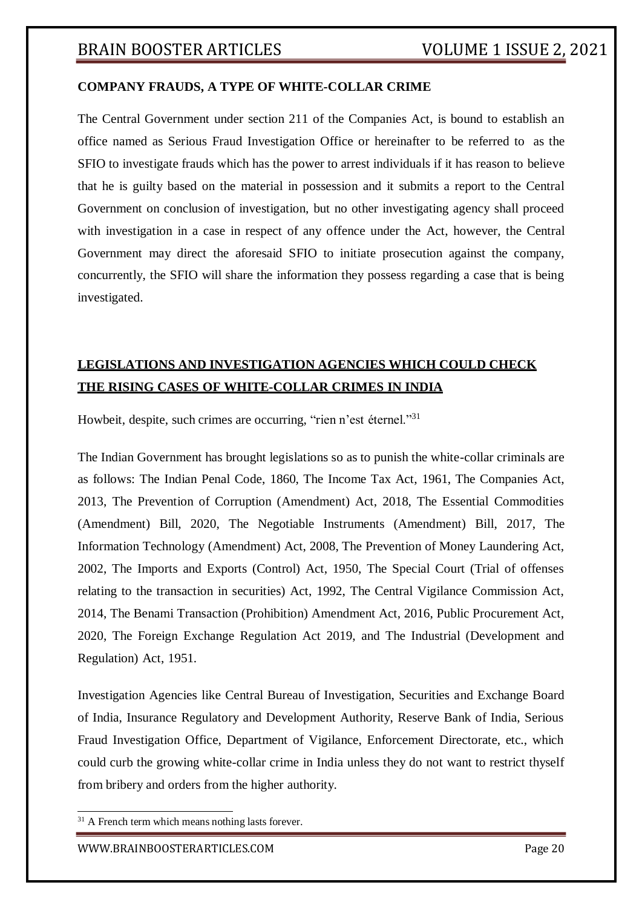**COMPANY FRAUDS, A TYPE OF WHITE-COLLAR CRIME**

The Central Government under section 211 of the Companies Act, is bound to establish an office named as Serious Fraud Investigation Office or hereinafter to be referred to as the SFIO to investigate frauds which has the power to arrest individuals if it has reason to believe that he is guilty based on the material in possession and it submits a report to the Central Government on conclusion of investigation, but no other investigating agency shall proceed with investigation in a case in respect of any offence under the Act, however, the Central Government may direct the aforesaid SFIO to initiate prosecution against the company, concurrently, the SFIO will share the information they possess regarding a case that is being investigated.

## LEGISLATIONS AND INVESTIGATION AGENCIES WHICH COULD CHECK THE RISING CASES OF WHITE-COLLAR CRIMES IN INDIA

Howbeit, despite, such crimes are occurring, "rien n'est éternel."[31]

The Indian Government has brought legislations so as to punish the white-collar criminals are as follows: The Indian Penal Code, 1860, The Income Tax Act, 1961, The Companies Act, 2013, The Prevention of Corruption (Amendment) Act, 2018, The Essential Commodities (Amendment) Bill, 2020, The Negotiable Instruments (Amendment) Bill, 2017, The Information Technology (Amendment) Act, 2008, The Prevention of Money Laundering Act, 2002, The Imports and Exports (Control) Act, 1950, The Special Court (Trial of offenses relating to the transaction in securities) Act, 1992, The Central Vigilance Commission Act, 2014, The Benami Transaction (Prohibition) Amendment Act, 2016, Public Procurement Act, 2020, The Foreign Exchange Regulation Act 2019, and The Industrial (Development and Regulation) Act, 1951.

Investigation Agencies like Central Bureau of Investigation, Securities and Exchange Board of India, Insurance Regulatory and Development Authority, Reserve Bank of India, Serious Fraud Investigation Office, Department of Vigilance, Enforcement Directorate, etc., which could curb the growing white-collar crime in India unless they do not want to restrict thyself from bribery and orders from the higher authority.

---

[31] A French term which means nothing lasts forever.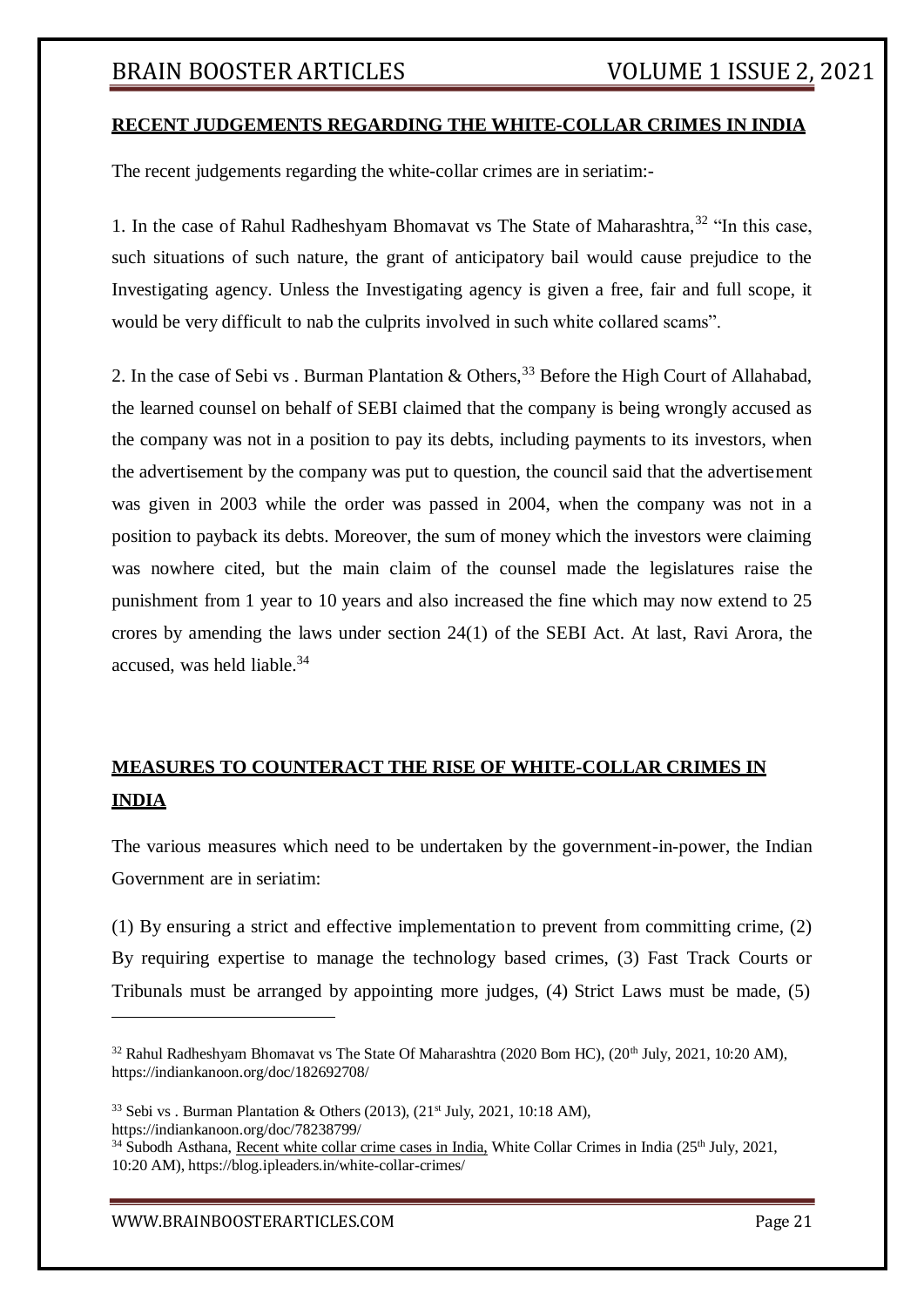## RECENT JUDGEMENTS REGARDING THE WHITE-COLLAR CRIMES IN INDIA

The recent judgements regarding the white-collar crimes are in seriatim:-

1. In the case of Rahul Radheshyam Bhomavat vs The State of Maharashtra,[32] "In this case, such situations of such nature, the grant of anticipatory bail would cause prejudice to the Investigating agency. Unless the Investigating agency is given a free, fair and full scope, it would be very difficult to nab the culprits involved in such white collared scams".

2. In the case of Sebi vs . Burman Plantation & Others,[33] Before the High Court of Allahabad, the learned counsel on behalf of SEBI claimed that the company is being wrongly accused as the company was not in a position to pay its debts, including payments to its investors, when the advertisement by the company was put to question, the council said that the advertisement was given in 2003 while the order was passed in 2004, when the company was not in a position to payback its debts. Moreover, the sum of money which the investors were claiming was nowhere cited, but the main claim of the counsel made the legislatures raise the punishment from 1 year to 10 years and also increased the fine which may now extend to 25 crores by amending the laws under section 24(1) of the SEBI Act. At last, Ravi Arora, the accused, was held liable.[34]

## MEASURES TO COUNTERACT THE RISE OF WHITE-COLLAR CRIMES IN INDIA

The various measures which need to be undertaken by the government-in-power, the Indian Government are in seriatim:

(1) By ensuring a strict and effective implementation to prevent from committing crime, (2) By requiring expertise to manage the technology based crimes, (3) Fast Track Courts or Tribunals must be arranged by appointing more judges, (4) Strict Laws must be made, (5)

---

[32] Rahul Radheshyam Bhomavat vs The State Of Maharashtra (2020 Bom HC), (20th July, 2021, 10:20 AM), https://indiankanoon.org/doc/182692708/

[33] Sebi vs . Burman Plantation & Others (2013), (21st July, 2021, 10:18 AM), https://indiankanoon.org/doc/78238799/

[34] Subodh Asthana, Recent white collar crime cases in India, White Collar Crimes in India (25th July, 2021, 10:20 AM), https://blog.ipleaders.in/white-collar-crimes/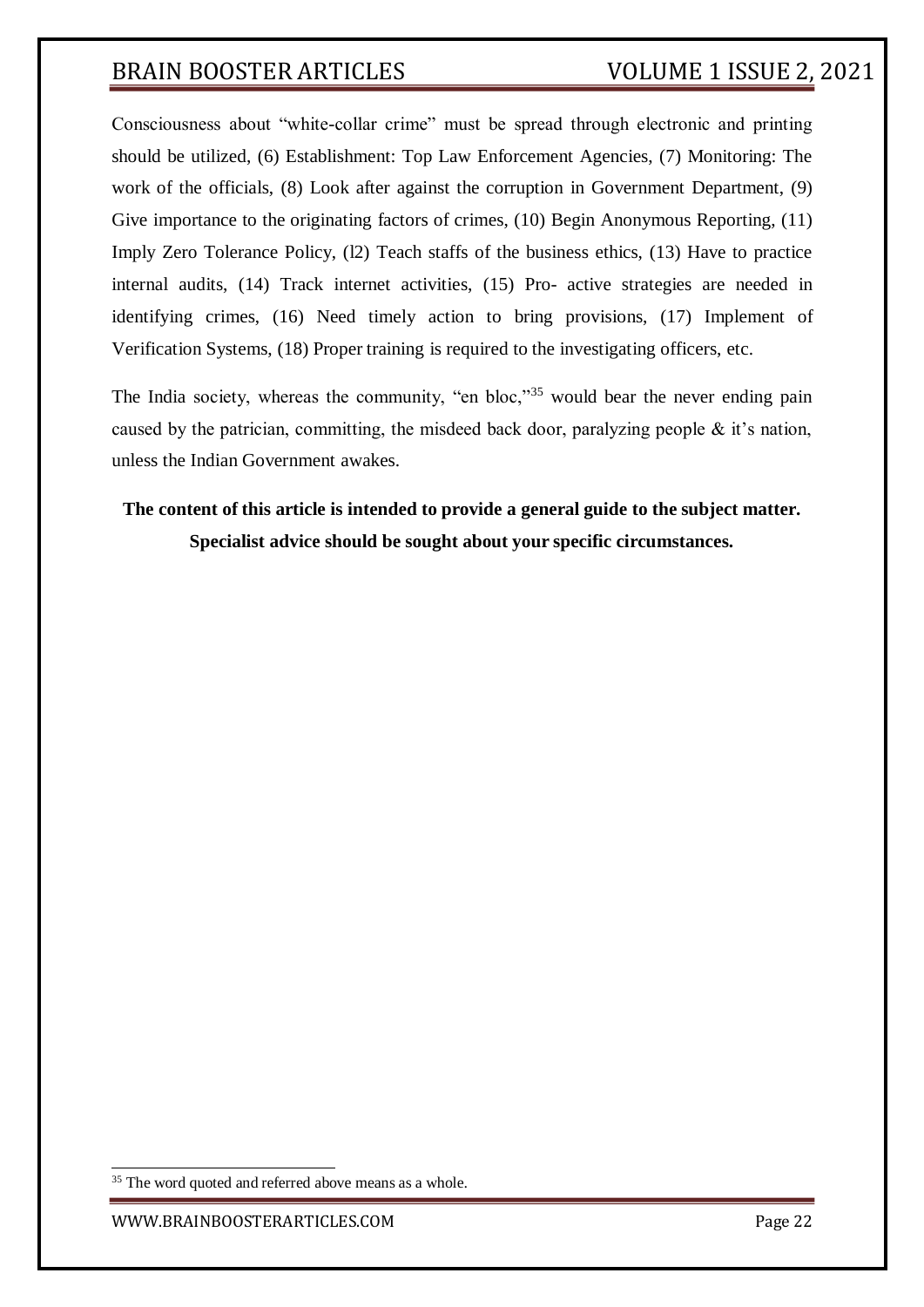Consciousness about "white-collar crime" must be spread through electronic and printing should be utilized, (6) Establishment: Top Law Enforcement Agencies, (7) Monitoring: The work of the officials, (8) Look after against the corruption in Government Department, (9) Give importance to the originating factors of crimes, (10) Begin Anonymous Reporting, (11) Imply Zero Tolerance Policy, (l2) Teach staffs of the business ethics, (13) Have to practice internal audits, (14) Track internet activities, (15) Pro- active strategies are needed in identifying crimes, (16) Need timely action to bring provisions, (17) Implement of Verification Systems, (18) Proper training is required to the investigating officers, etc.

The India society, whereas the community, "en bloc,"[35] would bear the never ending pain caused by the patrician, committing, the misdeed back door, paralyzing people & it's nation, unless the Indian Government awakes.

**The content of this article is intended to provide a general guide to the subject matter. Specialist advice should be sought about your specific circumstances.**

---

[35] The word quoted and referred above means as a whole.